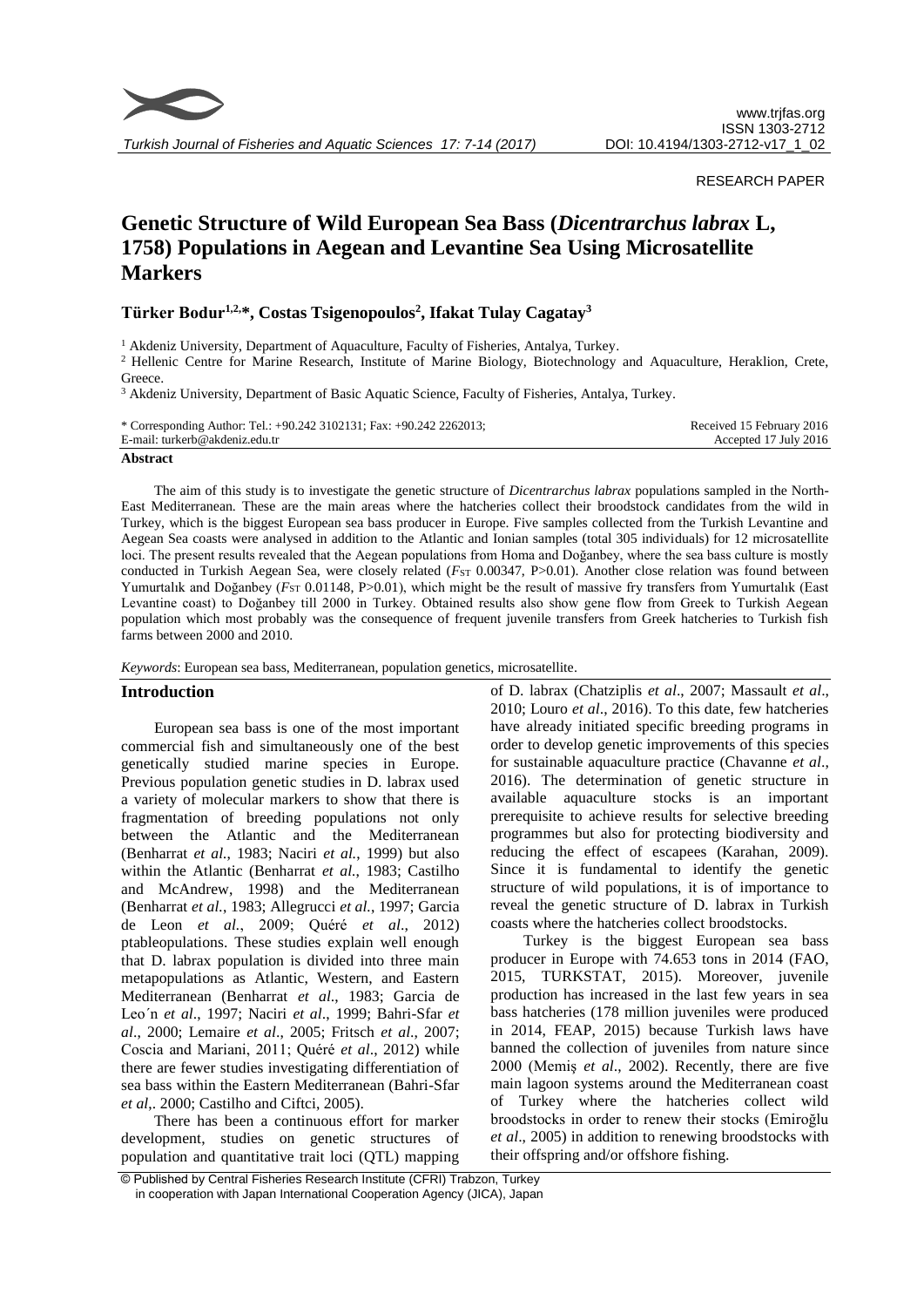RESEARCH PAPER

# Genetic Structure of Wild European Sea Bass (*Dicentrarchus labrax* L, 1758) Populations in Aegean and Levantine Sea Using Microsatellite Markers

**Türker Bodur[1,2,*], Costas Tsigenopoulos[2], Ifakat Tulay Cagatay[3]**

[1] Akdeniz University, Department of Aquaculture, Faculty of Fisheries, Antalya, Turkey.
[2] Hellenic Centre for Marine Research, Institute of Marine Biology, Biotechnology and Aquaculture, Heraklion, Crete, Greece.
[3] Akdeniz University, Department of Basic Aquatic Science, Faculty of Fisheries, Antalya, Turkey.

\* Corresponding Author: Tel.: +90.242 3102131; Fax: +90.242 2262013;
E-mail: turkerb@akdeniz.edu.tr

Received 15 February 2016
Accepted 17 July 2016

## Abstract

The aim of this study is to investigate the genetic structure of *Dicentrarchus labrax* populations sampled in the North-East Mediterranean. These are the main areas where the hatcheries collect their broodstock candidates from the wild in Turkey, which is the biggest European sea bass producer in Europe. Five samples collected from the Turkish Levantine and Aegean Sea coasts were analysed in addition to the Atlantic and Ionian samples (total 305 individuals) for 12 microsatellite loci. The present results revealed that the Aegean populations from Homa and Doğanbey, where the sea bass culture is mostly conducted in Turkish Aegean Sea, were closely related ($F_{ST}$ 0.00347, P>0.01). Another close relation was found between Yumurtalık and Doğanbey ($F_{ST}$ 0.01148, P>0.01), which might be the result of massive fry transfers from Yumurtalık (East Levantine coast) to Doğanbey till 2000 in Turkey. Obtained results also show gene flow from Greek to Turkish Aegean population which most probably was the consequence of frequent juvenile transfers from Greek hatcheries to Turkish fish farms between 2000 and 2010.

*Keywords*: European sea bass, Mediterranean, population genetics, microsatellite.

## Introduction

European sea bass is one of the most important commercial fish and simultaneously one of the best genetically studied marine species in Europe. Previous population genetic studies in D. labrax used a variety of molecular markers to show that there is fragmentation of breeding populations not only between the Atlantic and the Mediterranean (Benharrat *et al.*, 1983; Naciri *et al.*, 1999) but also within the Atlantic (Benharrat *et al.*, 1983; Castilho and McAndrew, 1998) and the Mediterranean (Benharrat *et al.*, 1983; Allegrucci *et al.*, 1997; Garcia de Leon *et al.*, 2009; Quéré *et al*., 2012) ptableopulations. These studies explain well enough that D. labrax population is divided into three main metapopulations as Atlantic, Western, and Eastern Mediterranean (Benharrat *et al*., 1983; Garcia de Leo´n *et al*., 1997; Naciri *et al*., 1999; Bahri-Sfar *et al*., 2000; Lemaire *et al*., 2005; Fritsch *et al*., 2007; Coscia and Mariani, 2011; Quéré *et al*., 2012) while there are fewer studies investigating differentiation of sea bass within the Eastern Mediterranean (Bahri-Sfar *et al*,. 2000; Castilho and Ciftci, 2005).

There has been a continuous effort for marker development, studies on genetic structures of population and quantitative trait loci (QTL) mapping of D. labrax (Chatziplis *et al*., 2007; Massault *et al*., 2010; Louro *et al*., 2016). To this date, few hatcheries have already initiated specific breeding programs in order to develop genetic improvements of this species for sustainable aquaculture practice (Chavanne *et al*., 2016). The determination of genetic structure in available aquaculture stocks is an important prerequisite to achieve results for selective breeding programmes but also for protecting biodiversity and reducing the effect of escapees (Karahan, 2009). Since it is fundamental to identify the genetic structure of wild populations, it is of importance to reveal the genetic structure of D. labrax in Turkish coasts where the hatcheries collect broodstocks.

Turkey is the biggest European sea bass producer in Europe with 74.653 tons in 2014 (FAO, 2015, TURKSTAT, 2015). Moreover, juvenile production has increased in the last few years in sea bass hatcheries (178 million juveniles were produced in 2014, FEAP, 2015) because Turkish laws have banned the collection of juveniles from nature since 2000 (Memiş *et al*., 2002). Recently, there are five main lagoon systems around the Mediterranean coast of Turkey where the hatcheries collect wild broodstocks in order to renew their stocks (Emiroğlu *et al*., 2005) in addition to renewing broodstocks with their offspring and/or offshore fishing.

© Published by Central Fisheries Research Institute (CFRI) Trabzon, Turkey in cooperation with Japan International Cooperation Agency (JICA), Japan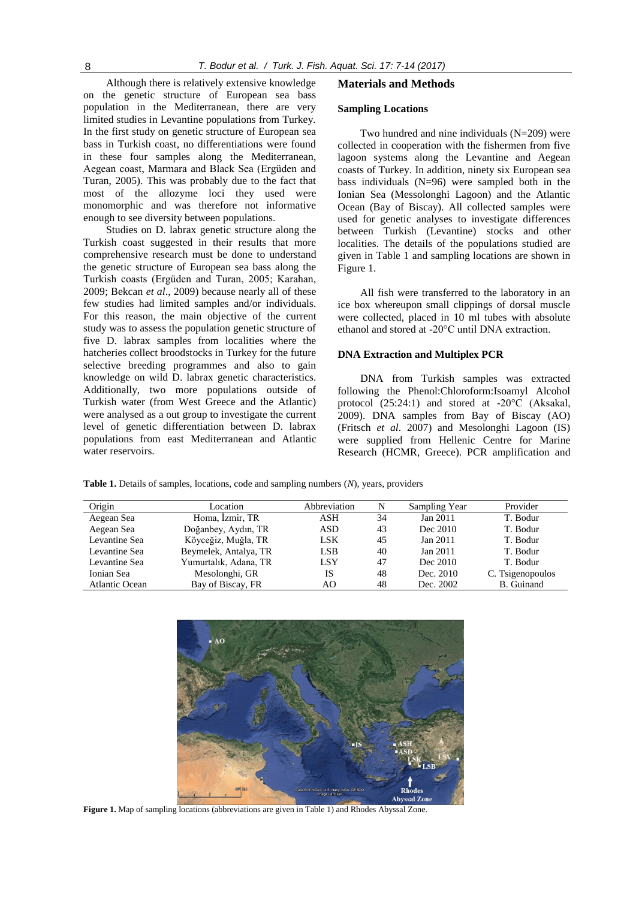Although there is relatively extensive knowledge on the genetic structure of European sea bass population in the Mediterranean, there are very limited studies in Levantine populations from Turkey. In the first study on genetic structure of European sea bass in Turkish coast, no differentiations were found in these four samples along the Mediterranean, Aegean coast, Marmara and Black Sea (Ergüden and Turan, 2005). This was probably due to the fact that most of the allozyme loci they used were monomorphic and was therefore not informative enough to see diversity between populations.

Studies on D. labrax genetic structure along the Turkish coast suggested in their results that more comprehensive research must be done to understand the genetic structure of European sea bass along the Turkish coasts (Ergüden and Turan, 2005; Karahan, 2009; Bekcan *et al*., 2009) because nearly all of these few studies had limited samples and/or individuals. For this reason, the main objective of the current study was to assess the population genetic structure of five D. labrax samples from localities where the hatcheries collect broodstocks in Turkey for the future selective breeding programmes and also to gain knowledge on wild D. labrax genetic characteristics. Additionally, two more populations outside of Turkish water (from West Greece and the Atlantic) were analysed as a out group to investigate the current level of genetic differentiation between D. labrax populations from east Mediterranean and Atlantic water reservoirs.

## Materials and Methods

### Sampling Locations

Two hundred and nine individuals (N=209) were collected in cooperation with the fishermen from five lagoon systems along the Levantine and Aegean coasts of Turkey. In addition, ninety six European sea bass individuals (N=96) were sampled both in the Ionian Sea (Messolonghi Lagoon) and the Atlantic Ocean (Bay of Biscay). All collected samples were used for genetic analyses to investigate differences between Turkish (Levantine) stocks and other localities. The details of the populations studied are given in Table 1 and sampling locations are shown in Figure 1.

All fish were transferred to the laboratory in an ice box whereupon small clippings of dorsal muscle were collected, placed in 10 ml tubes with absolute ethanol and stored at -20°C until DNA extraction.

### DNA Extraction and Multiplex PCR

DNA from Turkish samples was extracted following the Phenol:Chloroform:Isoamyl Alcohol protocol (25:24:1) and stored at -20°C (Aksakal, 2009). DNA samples from Bay of Biscay (AO) (Fritsch *et al*. 2007) and Mesolonghi Lagoon (IS) were supplied from Hellenic Centre for Marine Research (HCMR, Greece). PCR amplification and

**Table 1.** Details of samples, locations, code and sampling numbers (*N*), years, providers

| Origin | Location | Abbreviation | N | Sampling Year | Provider |
|---|---|---|---|---|---|
| Aegean Sea | Homa, İzmir, TR | ASH | 34 | Jan 2011 | T. Bodur |
| Aegean Sea | Doğanbey, Aydın, TR | ASD | 43 | Dec 2010 | T. Bodur |
| Levantine Sea | Köyceğiz, Muğla, TR | LSK | 45 | Jan 2011 | T. Bodur |
| Levantine Sea | Beymelek, Antalya, TR | LSB | 40 | Jan 2011 | T. Bodur |
| Levantine Sea | Yumurtalık, Adana, TR | LSY | 47 | Dec 2010 | T. Bodur |
| Ionian Sea | Mesolonghi, GR | IS | 48 | Dec. 2010 | C. Tsigenopoulos |
| Atlantic Ocean | Bay of Biscay, FR | AO | 48 | Dec. 2002 | B. Guinand |

**Figure 1.** Map of sampling locations (abbreviations are given in Table 1) and Rhodes Abyssal Zone.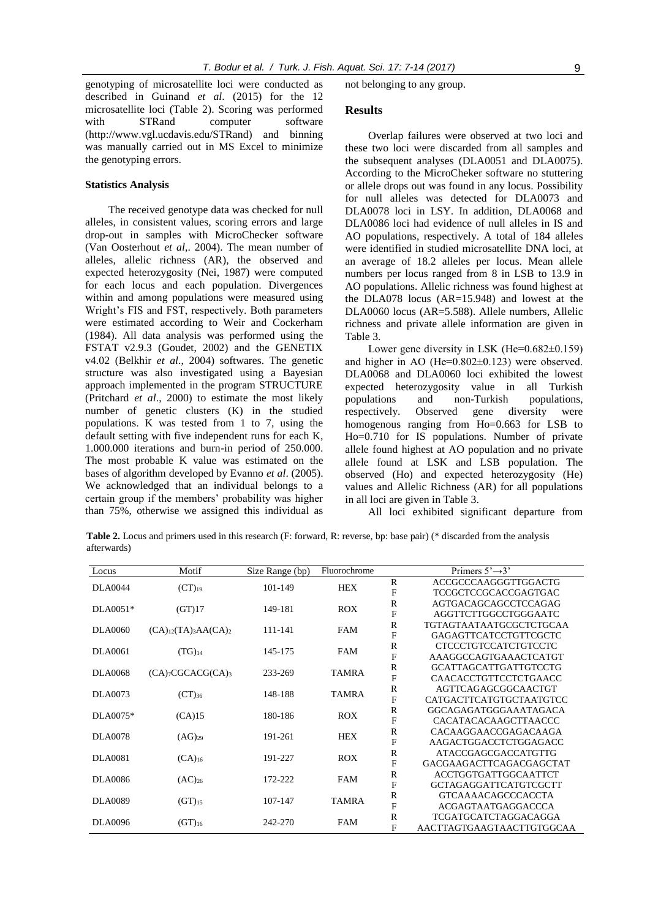genotyping of microsatellite loci were conducted as described in Guinand *et al*. (2015) for the 12 microsatellite loci (Table 2). Scoring was performed with STRand computer software (http://www.vgl.ucdavis.edu/STRand) and binning was manually carried out in MS Excel to minimize the genotyping errors.

### Statistics Analysis

The received genotype data was checked for null alleles, in consistent values, scoring errors and large drop-out in samples with MicroChecker software (Van Oosterhout *et al*,. 2004). The mean number of alleles, allelic richness (AR), the observed and expected heterozygosity (Nei, 1987) were computed for each locus and each population. Divergences within and among populations were measured using Wright's FIS and FST, respectively. Both parameters were estimated according to Weir and Cockerham (1984). All data analysis was performed using the FSTAT v2.9.3 (Goudet, 2002) and the GENETIX v4.02 (Belkhir *et al*., 2004) softwares. The genetic structure was also investigated using a Bayesian approach implemented in the program STRUCTURE (Pritchard *et al*., 2000) to estimate the most likely number of genetic clusters (K) in the studied populations. K was tested from 1 to 7, using the default setting with five independent runs for each K, 1.000.000 iterations and burn-in period of 250.000. The most probable K value was estimated on the bases of algorithm developed by Evanno *et al*. (2005). We acknowledged that an individual belongs to a certain group if the members' probability was higher than 75%, otherwise we assigned this individual as not belonging to any group.

## Results

Overlap failures were observed at two loci and these two loci were discarded from all samples and the subsequent analyses (DLA0051 and DLA0075). According to the MicroCheker software no stuttering or allele drops out was found in any locus. Possibility for null alleles was detected for DLA0073 and DLA0078 loci in LSY. In addition, DLA0068 and DLA0086 loci had evidence of null alleles in IS and AO populations, respectively. A total of 184 alleles were identified in studied microsatellite DNA loci, at an average of 18.2 alleles per locus. Mean allele numbers per locus ranged from 8 in LSB to 13.9 in AO populations. Allelic richness was found highest at the DLA078 locus (AR=15.948) and lowest at the DLA0060 locus (AR=5.588). Allele numbers, Allelic richness and private allele information are given in Table 3.

Lower gene diversity in LSK (He=0.682±0.159) and higher in AO (He=0.802±0.123) were observed. DLA0068 and DLA0060 loci exhibited the lowest expected heterozygosity value in all Turkish populations and non-Turkish populations, respectively. Observed gene diversity were homogenous ranging from Ho=0.663 for LSB to Ho=0.710 for IS populations. Number of private allele found highest at AO population and no private allele found at LSK and LSB population. The observed (Ho) and expected heterozygosity (He) values and Allelic Richness (AR) for all populations in all loci are given in Table 3.

All loci exhibited significant departure from

**Table 2.** Locus and primers used in this research (F: forward, R: reverse, bp: base pair) (* discarded from the analysis afterwards)

| Locus | Motif | Size Range (bp) | Fluorochrome | | Primers 5'→3' |
|---|---|---|---|---|---|
| DLA0044 | $(CT)_{19}$ | 101-149 | HEX | R | ACCGCCCAAGGGTTGGACTG |
| | | | | F | TCCGCTCCGCACCGAGTGAC |
| DLA0051* | (GT)17 | 149-181 | ROX | R | AGTGACAGCAGCCTCCAGAG |
| | | | | F | AGGTTCTTGGCCTGGGAATC |
| DLA0060 | $(CA)_{12}(TA)_3AA(CA)_2$ | 111-141 | FAM | R | TGTAGTAATAATGCGCTCTGCAA |
| | | | | F | GAGAGTTCATCCTGTTCGCTC |
| DLA0061 | $(TG)_{14}$ | 145-175 | FAM | R | CTCCCTGTCCATCTGTCCTC |
| | | | | F | AAAGGCCAGTGAAACTCATGT |
| DLA0068 | $(CA)_7CGCACG(CA)_3$ | 233-269 | TAMRA | R | GCATTAGCATTGATTGTCCTG |
| | | | | F | CAACACCTGTTCCTCTGAACC |
| DLA0073 | $(CT)_{36}$ | 148-188 | TAMRA | R | AGTTCAGAGCGGCAACTGT |
| | | | | F | CATGACTTCATGTGCTAATGTCC |
| DLA0075* | (CA)15 | 180-186 | ROX | R | GGCAGAGATGGGAAATAGACA |
| | | | | F | CACATACACAAGCTTAACCC |
| DLA0078 | $(AG)_{29}$ | 191-261 | HEX | R | CACAAGGAACCGAGACAAGA |
| | | | | F | AAGACTGGACCTCTGGAGACC |
| DLA0081 | $(CA)_{16}$ | 191-227 | ROX | R | ATACCGAGCGACCATGTTG |
| | | | | F | GACGAAGACTTCAGACGAGCTAT |
| DLA0086 | $(AC)_{26}$ | 172-222 | FAM | R | ACCTGGTGATTGGCAATTCT |
| | | | | F | GCTAGAGGATTCATGTCGCTT |
| DLA0089 | $(GT)_{15}$ | 107-147 | TAMRA | R | GTCAAAACAGCCCACCTA |
| | | | | F | ACGAGTAATGAGGACCCA |
| DLA0096 | $(GT)_{16}$ | 242-270 | FAM | R | TCGATGCATCTAGGACAGGA |
| | | | | F | AACTTAGTGAAGTAACTTGTGGCAA |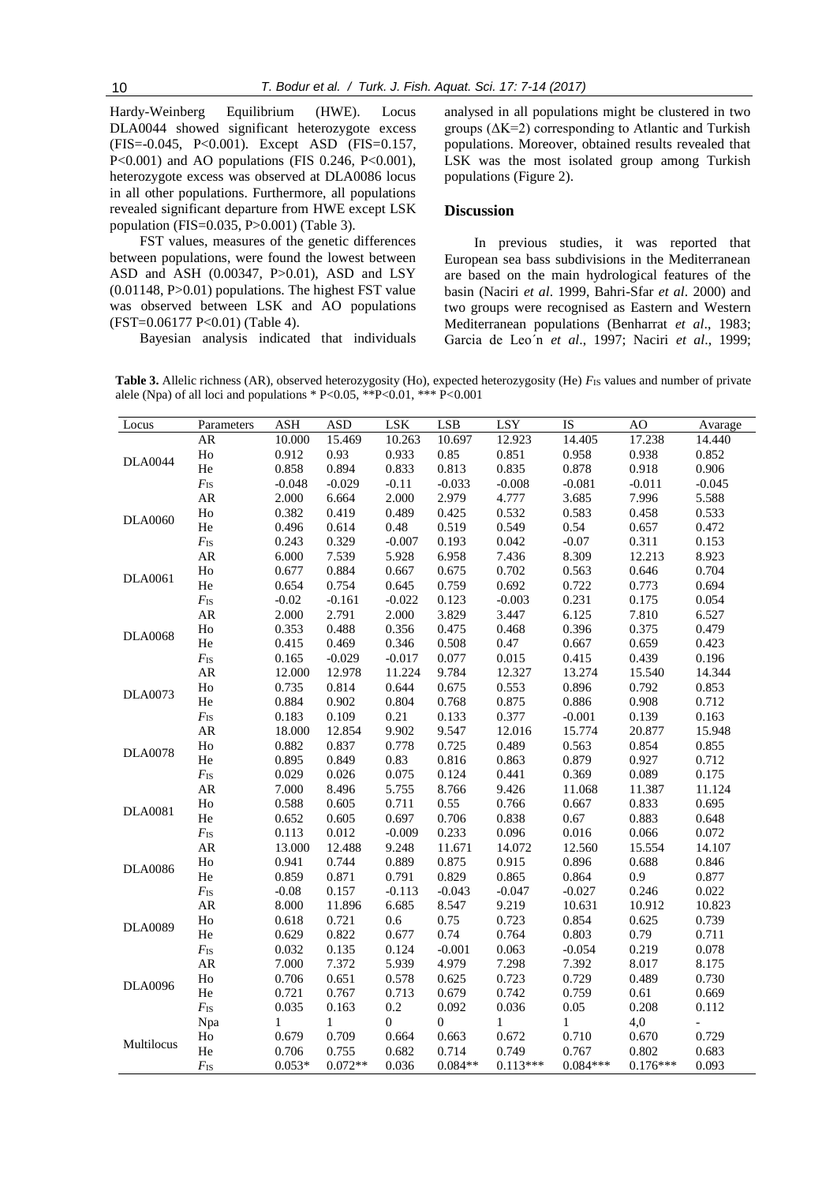Hardy-Weinberg Equilibrium (HWE). Locus DLA0044 showed significant heterozygote excess (FIS=-0.045, P<0.001). Except ASD (FIS=0.157, P<0.001) and AO populations (FIS 0.246, P<0.001), heterozygote excess was observed at DLA0086 locus in all other populations. Furthermore, all populations revealed significant departure from HWE except LSK population (FIS=0.035, P>0.001) (Table 3).

FST values, measures of the genetic differences between populations, were found the lowest between ASD and ASH (0.00347, P>0.01), ASD and LSY (0.01148, P>0.01) populations. The highest FST value was observed between LSK and AO populations (FST=0.06177 P<0.01) (Table 4).

Bayesian analysis indicated that individuals analysed in all populations might be clustered in two groups (ΔK=2) corresponding to Atlantic and Turkish populations. Moreover, obtained results revealed that LSK was the most isolated group among Turkish populations (Figure 2).

## Discussion

In previous studies, it was reported that European sea bass subdivisions in the Mediterranean are based on the main hydrological features of the basin (Naciri *et al*. 1999, Bahri-Sfar *et al*. 2000) and two groups were recognised as Eastern and Western Mediterranean populations (Benharrat *et al*., 1983; Garcia de Leo´n *et al*., 1997; Naciri *et al*., 1999;

**Table 3.** Allelic richness (AR), observed heterozygosity (Ho), expected heterozygosity (He) $F_{IS}$ values and number of private alele (Npa) of all loci and populations * P<0.05, **P<0.01, *** P<0.001

| Locus | Parameters | ASH | ASD | LSK | LSB | LSY | IS | AO | Avarage |
|---|---|---|---|---|---|---|---|---|---|
| DLA0044 | AR | 10.000 | 15.469 | 10.263 | 10.697 | 12.923 | 14.405 | 17.238 | 14.440 |
| | Ho | 0.912 | 0.93 | 0.933 | 0.85 | 0.851 | 0.958 | 0.938 | 0.852 |
| | He | 0.858 | 0.894 | 0.833 | 0.813 | 0.835 | 0.878 | 0.918 | 0.906 |
| | $F_{IS}$ | -0.048 | -0.029 | -0.11 | -0.033 | -0.008 | -0.081 | -0.011 | -0.045 |
| DLA0060 | AR | 2.000 | 6.664 | 2.000 | 2.979 | 4.777 | 3.685 | 7.996 | 5.588 |
| | Ho | 0.382 | 0.419 | 0.489 | 0.425 | 0.532 | 0.583 | 0.458 | 0.533 |
| | He | 0.496 | 0.614 | 0.48 | 0.519 | 0.549 | 0.54 | 0.657 | 0.472 |
| | $F_{IS}$ | 0.243 | 0.329 | -0.007 | 0.193 | 0.042 | -0.07 | 0.311 | 0.153 |
| DLA0061 | AR | 6.000 | 7.539 | 5.928 | 6.958 | 7.436 | 8.309 | 12.213 | 8.923 |
| | Ho | 0.677 | 0.884 | 0.667 | 0.675 | 0.702 | 0.563 | 0.646 | 0.704 |
| | He | 0.654 | 0.754 | 0.645 | 0.759 | 0.692 | 0.722 | 0.773 | 0.694 |
| | $F_{IS}$ | -0.02 | -0.161 | -0.022 | 0.123 | -0.003 | 0.231 | 0.175 | 0.054 |
| DLA0068 | AR | 2.000 | 2.791 | 2.000 | 3.829 | 3.447 | 6.125 | 7.810 | 6.527 |
| | Ho | 0.353 | 0.488 | 0.356 | 0.475 | 0.468 | 0.396 | 0.375 | 0.479 |
| | He | 0.415 | 0.469 | 0.346 | 0.508 | 0.47 | 0.667 | 0.659 | 0.423 |
| | $F_{IS}$ | 0.165 | -0.029 | -0.017 | 0.077 | 0.015 | 0.415 | 0.439 | 0.196 |
| DLA0073 | AR | 12.000 | 12.978 | 11.224 | 9.784 | 12.327 | 13.274 | 15.540 | 14.344 |
| | Ho | 0.735 | 0.814 | 0.644 | 0.675 | 0.553 | 0.896 | 0.792 | 0.853 |
| | He | 0.884 | 0.902 | 0.804 | 0.768 | 0.875 | 0.886 | 0.908 | 0.712 |
| | $F_{IS}$ | 0.183 | 0.109 | 0.21 | 0.133 | 0.377 | -0.001 | 0.139 | 0.163 |
| DLA0078 | AR | 18.000 | 12.854 | 9.902 | 9.547 | 12.016 | 15.774 | 20.877 | 15.948 |
| | Ho | 0.882 | 0.837 | 0.778 | 0.725 | 0.489 | 0.563 | 0.854 | 0.855 |
| | He | 0.895 | 0.849 | 0.83 | 0.816 | 0.863 | 0.879 | 0.927 | 0.712 |
| | $F_{IS}$ | 0.029 | 0.026 | 0.075 | 0.124 | 0.441 | 0.369 | 0.089 | 0.175 |
| DLA0081 | AR | 7.000 | 8.496 | 5.755 | 8.766 | 9.426 | 11.068 | 11.387 | 11.124 |
| | Ho | 0.588 | 0.605 | 0.711 | 0.55 | 0.766 | 0.667 | 0.833 | 0.695 |
| | He | 0.652 | 0.605 | 0.697 | 0.706 | 0.838 | 0.67 | 0.883 | 0.648 |
| | $F_{IS}$ | 0.113 | 0.012 | -0.009 | 0.233 | 0.096 | 0.016 | 0.066 | 0.072 |
| DLA0086 | AR | 13.000 | 12.488 | 9.248 | 11.671 | 14.072 | 12.560 | 15.554 | 14.107 |
| | Ho | 0.941 | 0.744 | 0.889 | 0.875 | 0.915 | 0.896 | 0.688 | 0.846 |
| | He | 0.859 | 0.871 | 0.791 | 0.829 | 0.865 | 0.864 | 0.9 | 0.877 |
| | $F_{IS}$ | -0.08 | 0.157 | -0.113 | -0.043 | -0.047 | -0.027 | 0.246 | 0.022 |
| DLA0089 | AR | 8.000 | 11.896 | 6.685 | 8.547 | 9.219 | 10.631 | 10.912 | 10.823 |
| | Ho | 0.618 | 0.721 | 0.6 | 0.75 | 0.723 | 0.854 | 0.625 | 0.739 |
| | He | 0.629 | 0.822 | 0.677 | 0.74 | 0.764 | 0.803 | 0.79 | 0.711 |
| | $F_{IS}$ | 0.032 | 0.135 | 0.124 | -0.001 | 0.063 | -0.054 | 0.219 | 0.078 |
| DLA0096 | AR | 7.000 | 7.372 | 5.939 | 4.979 | 7.298 | 7.392 | 8.017 | 8.175 |
| | Ho | 0.706 | 0.651 | 0.578 | 0.625 | 0.723 | 0.729 | 0.489 | 0.730 |
| | He | 0.721 | 0.767 | 0.713 | 0.679 | 0.742 | 0.759 | 0.61 | 0.669 |
| | $F_{IS}$ | 0.035 | 0.163 | 0.2 | 0.092 | 0.036 | 0.05 | 0.208 | 0.112 |
| Multilocus | Npa | 1 | 1 | 0 | 0 | 1 | 1 | 4,0 | - |
| | Ho | 0.679 | 0.709 | 0.664 | 0.663 | 0.672 | 0.710 | 0.670 | 0.729 |
| | He | 0.706 | 0.755 | 0.682 | 0.714 | 0.749 | 0.767 | 0.802 | 0.683 |
| | $F_{IS}$ | 0.053* | 0.072** | 0.036 | 0.084** | 0.113*** | 0.084*** | 0.176*** | 0.093 |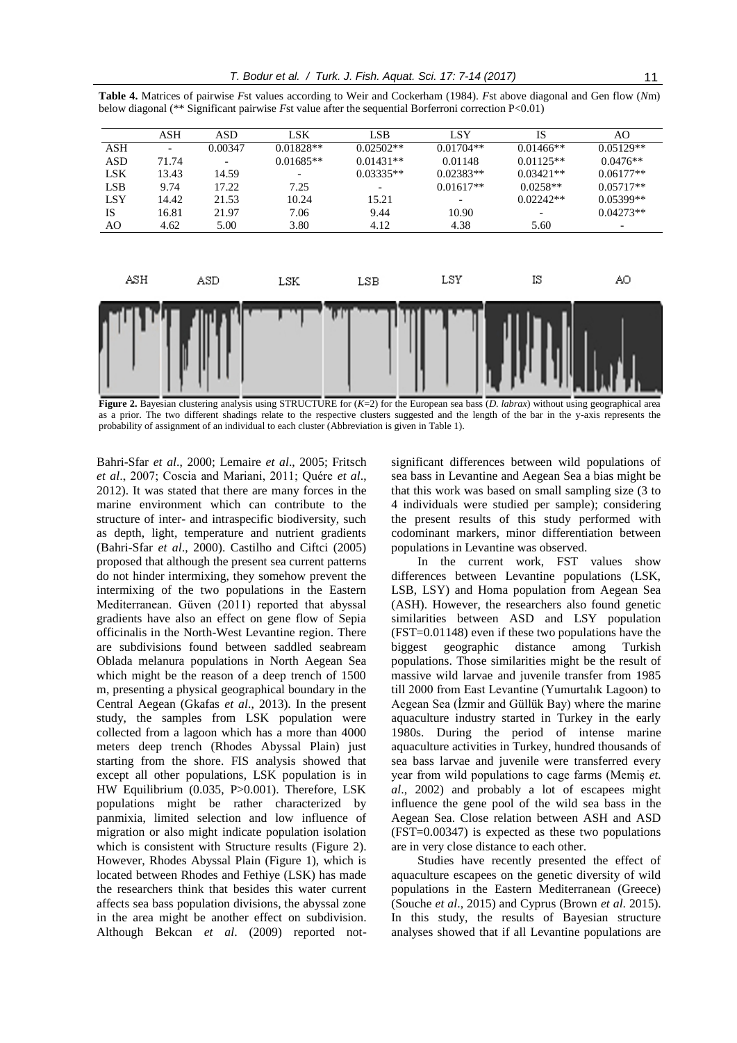**Table 4.** Matrices of pairwise *F*st values according to Weir and Cockerham (1984). *F*st above diagonal and Gen flow (*N*m) below diagonal (** Significant pairwise *F*st value after the sequential Borferroni correction P<0.01)

| | ASH | ASD | LSK | LSB | LSY | IS | AO |
|---|---|---|---|---|---|---|---|
| ASH | - | 0.00347 | 0.01828** | 0.02502** | 0.01704** | 0.01466** | 0.05129** |
| ASD | 71.74 | - | 0.01685** | 0.01431** | 0.01148 | 0.01125** | 0.0476** |
| LSK | 13.43 | 14.59 | - | 0.03335** | 0.02383** | 0.03421** | 0.06177** |
| LSB | 9.74 | 17.22 | 7.25 | - | 0.01617** | 0.0258** | 0.05717** |
| LSY | 14.42 | 21.53 | 10.24 | 15.21 | - | 0.02242** | 0.05399** |
| IS | 16.81 | 21.97 | 7.06 | 9.44 | 10.90 | - | 0.04273** |
| AO | 4.62 | 5.00 | 3.80 | 4.12 | 4.38 | 5.60 | - |

**Figure 2.** Bayesian clustering analysis using STRUCTURE for (*K*=2) for the European sea bass (*D. labrax*) without using geographical area as a prior. The two different shadings relate to the respective clusters suggested and the length of the bar in the y-axis represents the probability of assignment of an individual to each cluster (Abbreviation is given in Table 1).

Bahri-Sfar *et al*., 2000; Lemaire *et al*., 2005; Fritsch *et al*., 2007; Coscia and Mariani, 2011; Quére *et al*., 2012). It was stated that there are many forces in the marine environment which can contribute to the structure of inter- and intraspecific biodiversity, such as depth, light, temperature and nutrient gradients (Bahri-Sfar *et al*., 2000). Castilho and Ciftci (2005) proposed that although the present sea current patterns do not hinder intermixing, they somehow prevent the intermixing of the two populations in the Eastern Mediterranean. Güven (2011) reported that abyssal gradients have also an effect on gene flow of Sepia officinalis in the North-West Levantine region. There are subdivisions found between saddled seabream Oblada melanura populations in North Aegean Sea which might be the reason of a deep trench of 1500 m, presenting a physical geographical boundary in the Central Aegean (Gkafas *et al*., 2013). In the present study, the samples from LSK population were collected from a lagoon which has a more than 4000 meters deep trench (Rhodes Abyssal Plain) just starting from the shore. FIS analysis showed that except all other populations, LSK population is in HW Equilibrium (0.035, P>0.001). Therefore, LSK populations might be rather characterized by panmixia, limited selection and low influence of migration or also might indicate population isolation which is consistent with Structure results (Figure 2). However, Rhodes Abyssal Plain (Figure 1), which is located between Rhodes and Fethiye (LSK) has made the researchers think that besides this water current affects sea bass population divisions, the abyssal zone in the area might be another effect on subdivision. Although Bekcan *et al*. (2009) reported not-significant differences between wild populations of sea bass in Levantine and Aegean Sea a bias might be that this work was based on small sampling size (3 to 4 individuals were studied per sample); considering the present results of this study performed with codominant markers, minor differentiation between populations in Levantine was observed.

In the current work, FST values show differences between Levantine populations (LSK, LSB, LSY) and Homa population from Aegean Sea (ASH). However, the researchers also found genetic similarities between ASD and LSY population (FST=0.01148) even if these two populations have the biggest geographic distance among Turkish populations. Those similarities might be the result of massive wild larvae and juvenile transfer from 1985 till 2000 from East Levantine (Yumurtalık Lagoon) to Aegean Sea (İzmir and Güllük Bay) where the marine aquaculture industry started in Turkey in the early 1980s. During the period of intense marine aquaculture activities in Turkey, hundred thousands of sea bass larvae and juvenile were transferred every year from wild populations to cage farms (Memiş *et. al*., 2002) and probably a lot of escapees might influence the gene pool of the wild sea bass in the Aegean Sea. Close relation between ASH and ASD (FST=0.00347) is expected as these two populations are in very close distance to each other.

Studies have recently presented the effect of aquaculture escapees on the genetic diversity of wild populations in the Eastern Mediterranean (Greece) (Souche *et al*., 2015) and Cyprus (Brown *et al*. 2015). In this study, the results of Bayesian structure analyses showed that if all Levantine populations are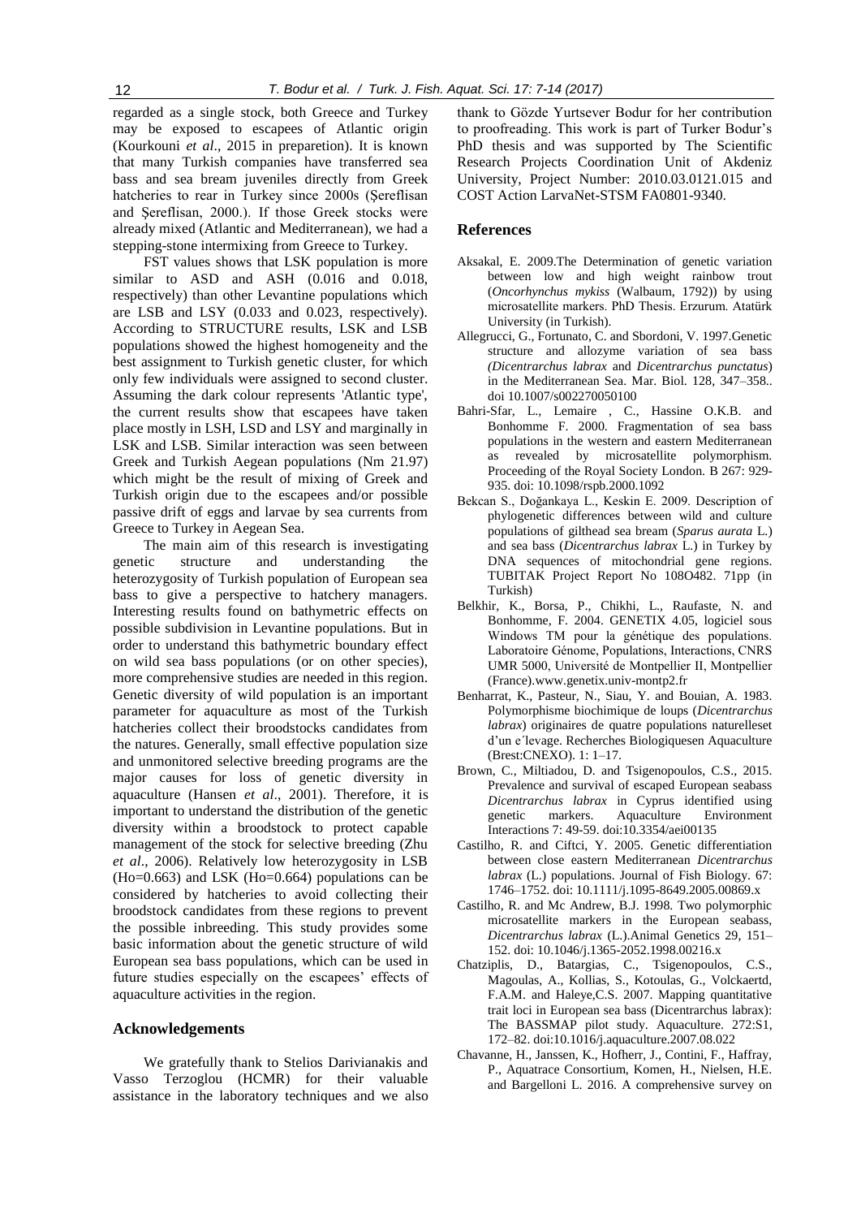regarded as a single stock, both Greece and Turkey may be exposed to escapees of Atlantic origin (Kourkouni *et al*., 2015 in preparetion). It is known that many Turkish companies have transferred sea bass and sea bream juveniles directly from Greek hatcheries to rear in Turkey since 2000s (Şereflisan and Şereflisan, 2000.). If those Greek stocks were already mixed (Atlantic and Mediterranean), we had a stepping-stone intermixing from Greece to Turkey.

FST values shows that LSK population is more similar to ASD and ASH (0.016 and 0.018, respectively) than other Levantine populations which are LSB and LSY (0.033 and 0.023, respectively). According to STRUCTURE results, LSK and LSB populations showed the highest homogeneity and the best assignment to Turkish genetic cluster, for which only few individuals were assigned to second cluster. Assuming the dark colour represents 'Atlantic type', the current results show that escapees have taken place mostly in LSH, LSD and LSY and marginally in LSK and LSB. Similar interaction was seen between Greek and Turkish Aegean populations (Nm 21.97) which might be the result of mixing of Greek and Turkish origin due to the escapees and/or possible passive drift of eggs and larvae by sea currents from Greece to Turkey in Aegean Sea.

The main aim of this research is investigating genetic structure and understanding the heterozygosity of Turkish population of European sea bass to give a perspective to hatchery managers. Interesting results found on bathymetric effects on possible subdivision in Levantine populations. But in order to understand this bathymetric boundary effect on wild sea bass populations (or on other species), more comprehensive studies are needed in this region. Genetic diversity of wild population is an important parameter for aquaculture as most of the Turkish hatcheries collect their broodstocks candidates from the natures. Generally, small effective population size and unmonitored selective breeding programs are the major causes for loss of genetic diversity in aquaculture (Hansen *et al*., 2001). Therefore, it is important to understand the distribution of the genetic diversity within a broodstock to protect capable management of the stock for selective breeding (Zhu *et al*., 2006). Relatively low heterozygosity in LSB (Ho=0.663) and LSK (Ho=0.664) populations can be considered by hatcheries to avoid collecting their broodstock candidates from these regions to prevent the possible inbreeding. This study provides some basic information about the genetic structure of wild European sea bass populations, which can be used in future studies especially on the escapees' effects of aquaculture activities in the region.

## Acknowledgements

We gratefully thank to Stelios Darivianakis and Vasso Terzoglou (HCMR) for their valuable assistance in the laboratory techniques and we also thank to Gözde Yurtsever Bodur for her contribution to proofreading. This work is part of Turker Bodur's PhD thesis and was supported by The Scientific Research Projects Coordination Unit of Akdeniz University, Project Number: 2010.03.0121.015 and COST Action LarvaNet-STSM FA0801-9340.

## References

Aksakal, E. 2009.The Determination of genetic variation between low and high weight rainbow trout (*Oncorhynchus mykiss* (Walbaum, 1792)) by using microsatellite markers. PhD Thesis. Erzurum. Atatürk University (in Turkish).

Allegrucci, G., Fortunato, C. and Sbordoni, V. 1997.Genetic structure and allozyme variation of sea bass *(Dicentrarchus labrax* and *Dicentrarchus punctatus*) in the Mediterranean Sea. Mar. Biol. 128, 347–358.. doi 10.1007/s002270050100

Bahri-Sfar, L., Lemaire , C., Hassine O.K.B. and Bonhomme F. 2000. Fragmentation of sea bass populations in the western and eastern Mediterranean as revealed by microsatellite polymorphism. Proceeding of the Royal Society London. B 267: 929-935. doi: 10.1098/rspb.2000.1092

Bekcan S., Doğankaya L., Keskin E. 2009. Description of phylogenetic differences between wild and culture populations of gilthead sea bream (*Sparus aurata* L.) and sea bass (*Dicentrarchus labrax* L.) in Turkey by DNA sequences of mitochondrial gene regions. TUBITAK Project Report No 108O482. 71pp (in Turkish)

Belkhir, K., Borsa, P., Chikhi, L., Raufaste, N. and Bonhomme, F. 2004. GENETIX 4.05, logiciel sous Windows TM pour la génétique des populations. Laboratoire Génome, Populations, Interactions, CNRS UMR 5000, Université de Montpellier II, Montpellier (France).www.genetix.univ-montp2.fr

Benharrat, K., Pasteur, N., Siau, Y. and Bouian, A. 1983. Polymorphisme biochimique de loups (*Dicentrarchus labrax*) originaires de quatre populations naturelleset d'un e´levage. Recherches Biologiquesen Aquaculture (Brest:CNEXO). 1: 1–17.

Brown, C., Miltiadou, D. and Tsigenopoulos, C.S., 2015. Prevalence and survival of escaped European seabass *Dicentrarchus labrax* in Cyprus identified using genetic markers. Aquaculture Environment Interactions 7: 49-59. doi:10.3354/aei00135

Castilho, R. and Ciftci, Y. 2005. Genetic differentiation between close eastern Mediterranean *Dicentrarchus labrax* (L.) populations. Journal of Fish Biology. 67: 1746–1752. doi: 10.1111/j.1095-8649.2005.00869.x

Castilho, R. and Mc Andrew, B.J. 1998. Two polymorphic microsatellite markers in the European seabass, *Dicentrarchus labrax* (L.).Animal Genetics 29, 151–152. doi: 10.1046/j.1365-2052.1998.00216.x

Chatziplis, D., Batargias, C., Tsigenopoulos, C.S., Magoulas, A., Kollias, S., Kotoulas, G., Volckaertd, F.A.M. and Haleye,C.S. 2007. Mapping quantitative trait loci in European sea bass (Dicentrarchus labrax): The BASSMAP pilot study. Aquaculture. 272:S1, 172–82. doi:10.1016/j.aquaculture.2007.08.022

Chavanne, H., Janssen, K., Hofherr, J., Contini, F., Haffray, P., Aquatrace Consortium, Komen, H., Nielsen, H.E. and Bargelloni L. 2016. A comprehensive survey on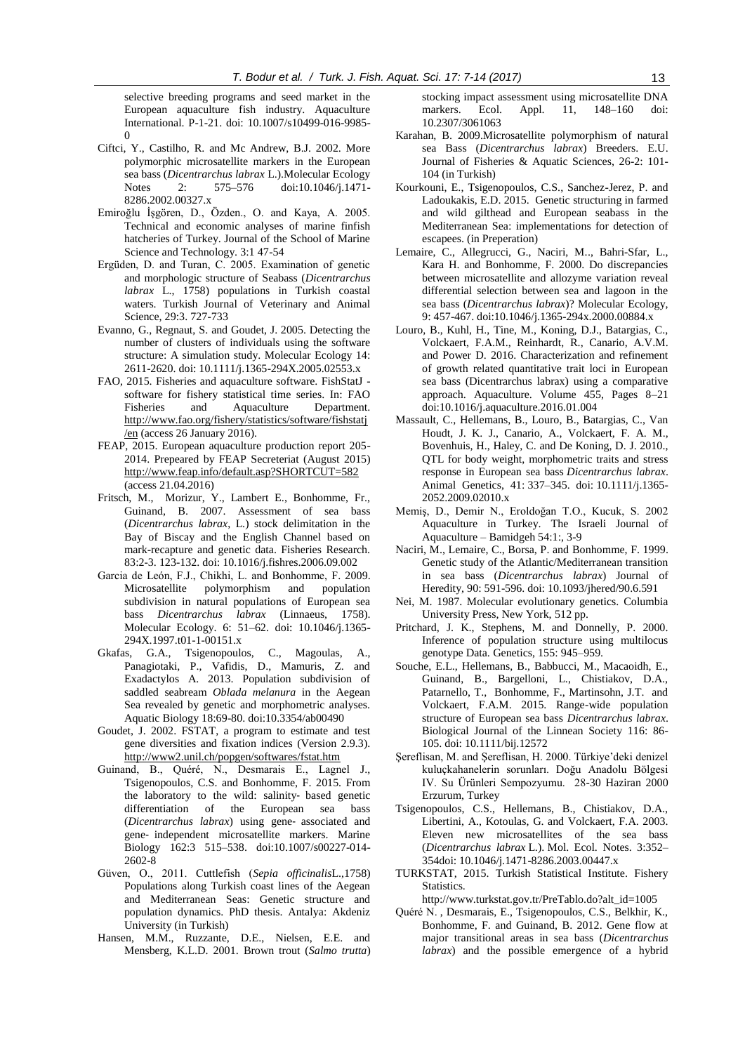selective breeding programs and seed market in the European aquaculture fish industry. Aquaculture International. P-1-21. doi: 10.1007/s10499-016-9985-0

Ciftci, Y., Castilho, R. and Mc Andrew, B.J. 2002. More polymorphic microsatellite markers in the European sea bass (*Dicentrarchus labrax* L.).Molecular Ecology Notes 2: 575–576 doi:10.1046/j.1471-8286.2002.00327.x

Emiroğlu İşgören, D., Özden., O. and Kaya, A. 2005. Technical and economic analyses of marine finfish hatcheries of Turkey. Journal of the School of Marine Science and Technology. 3:1 47-54

Ergüden, D. and Turan, C. 2005. Examination of genetic and morphologic structure of Seabass (*Dicentrarchus labrax* L., 1758) populations in Turkish coastal waters. Turkish Journal of Veterinary and Animal Science, 29:3. 727-733

Evanno, G., Regnaut, S. and Goudet, J. 2005. Detecting the number of clusters of individuals using the software structure: A simulation study. Molecular Ecology 14: 2611-2620. doi: 10.1111/j.1365-294X.2005.02553.x

FAO, 2015. Fisheries and aquaculture software. FishStatJ - software for fishery statistical time series. In: FAO Fisheries and Aquaculture Department. http://www.fao.org/fishery/statistics/software/fishstatj/en (access 26 January 2016).

FEAP, 2015. European aquaculture production report 205-2014. Prepeared by FEAP Secreteriat (August 2015) http://www.feap.info/default.asp?SHORTCUT=582 (access 21.04.2016)

Fritsch, M., Morizur, Y., Lambert E., Bonhomme, Fr., Guinand, B. 2007. Assessment of sea bass (*Dicentrarchus labrax*, L.) stock delimitation in the Bay of Biscay and the English Channel based on mark-recapture and genetic data. Fisheries Research. 83:2-3. 123-132. doi: 10.1016/j.fishres.2006.09.002

Garcia de León, F.J., Chikhi, L. and Bonhomme, F. 2009. Microsatellite polymorphism and population subdivision in natural populations of European sea bass *Dicentrarchus labrax* (Linnaeus, 1758). Molecular Ecology. 6: 51–62. doi: 10.1046/j.1365-294X.1997.t01-1-00151.x

Gkafas, G.A., Tsigenopoulos, C., Magoulas, A., Panagiotaki, P., Vafidis, D., Mamuris, Z. and Exadactylos A. 2013. Population subdivision of saddled seabream *Oblada melanura* in the Aegean Sea revealed by genetic and morphometric analyses. Aquatic Biology 18:69-80. doi:10.3354/ab00490

Goudet, J. 2002. FSTAT, a program to estimate and test gene diversities and fixation indices (Version 2.9.3). http://www2.unil.ch/popgen/softwares/fstat.htm

Guinand, B., Quéré, N., Desmarais E., Lagnel J., Tsigenopoulos, C.S. and Bonhomme, F. 2015. From the laboratory to the wild: salinity‐ based genetic differentiation of the European sea bass (*Dicentrarchus labrax*) using gene‐ associated and gene‐ independent microsatellite markers. Marine Biology 162:3 515–538. doi:10.1007/s00227-014-2602-8

Güven, O., 2011. Cuttlefish (*Sepia officinalis*L.,1758) Populations along Turkish coast lines of the Aegean and Mediterranean Seas: Genetic structure and population dynamics. PhD thesis. Antalya: Akdeniz University (in Turkish)

Hansen, M.M., Ruzzante, D.E., Nielsen, E.E. and Mensberg, K.L.D. 2001. Brown trout (*Salmo trutta*) stocking impact assessment using microsatellite DNA markers. Ecol. Appl. 11, 148–160 doi: 10.2307/3061063

Karahan, B. 2009.Microsatellite polymorphism of natural sea Bass (*Dicentrarchus labrax*) Breeders. E.U. Journal of Fisheries & Aquatic Sciences, 26-2: 101-104 (in Turkish)

Kourkouni, E., Tsigenopoulos, C.S., Sanchez-Jerez, P. and Ladoukakis, E.D. 2015. Genetic structuring in farmed and wild gilthead and European seabass in the Mediterranean Sea: implementations for detection of escapees. (in Preperation)

Lemaire, C., Allegrucci, G., Naciri, M.., Bahri-Sfar, L., Kara H. and Bonhomme, F. 2000. Do discrepancies between microsatellite and allozyme variation reveal differential selection between sea and lagoon in the sea bass (*Dicentrarchus labrax*)? Molecular Ecology, 9: 457-467. doi:10.1046/j.1365-294x.2000.00884.x

Louro, B., Kuhl, H., Tine, M., Koning, D.J., Batargias, C., Volckaert, F.A.M., Reinhardt, R., Canario, A.V.M. and Power D. 2016. Characterization and refinement of growth related quantitative trait loci in European sea bass (Dicentrarchus labrax) using a comparative approach. Aquaculture. Volume 455, Pages 8–21 doi:10.1016/j.aquaculture.2016.01.004

Massault, C., Hellemans, B., Louro, B., Batargias, C., Van Houdt, J. K. J., Canario, A., Volckaert, F. A. M., Bovenhuis, H., Haley, C. and De Koning, D. J. 2010., QTL for body weight, morphometric traits and stress response in European sea bass *Dicentrarchus labrax*. Animal Genetics, 41: 337–345. doi: 10.1111/j.1365-2052.2009.02010.x

Memiş, D., Demir N., Eroldoğan T.O., Kucuk, S. 2002 Aquaculture in Turkey. The Israeli Journal of Aquaculture – Bamidgeh 54:1:, 3-9

Naciri, M., Lemaire, C., Borsa, P. and Bonhomme, F. 1999. Genetic study of the Atlantic/Mediterranean transition in sea bass (*Dicentrarchus labrax*) Journal of Heredity, 90: 591-596. doi: 10.1093/jhered/90.6.591

Nei, M. 1987. Molecular evolutionary genetics. Columbia University Press, New York, 512 pp.

Pritchard, J. K., Stephens, M. and Donnelly, P. 2000. Inference of population structure using multilocus genotype Data. Genetics, 155: 945–959.

Souche, E.L., Hellemans, B., Babbucci, M., Macaoidh, E., Guinand, B., Bargelloni, L., Chistiakov, D.A., Patarnello, T., Bonhomme, F., Martinsohn, J.T. and Volckaert, F.A.M. 2015. Range-wide population structure of European sea bass *Dicentrarchus labrax*. Biological Journal of the Linnean Society 116: 86-105. doi: 10.1111/bij.12572

Şereflisan, M. and Şereflisan, H. 2000. Türkiye'deki denizel kuluçkahanelerin sorunları. Doğu Anadolu Bölgesi IV. Su Ürünleri Sempozyumu. 28-30 Haziran 2000 Erzurum, Turkey

Tsigenopoulos, C.S., Hellemans, B., Chistiakov, D.A., Libertini, A., Kotoulas, G. and Volckaert, F.A. 2003. Eleven new microsatellites of the sea bass (*Dicentrarchus labrax* L.). Mol. Ecol. Notes. 3:352–354doi: 10.1046/j.1471-8286.2003.00447.x

TURKSTAT, 2015. Turkish Statistical Institute. Fishery Statistics. http://www.turkstat.gov.tr/PreTablo.do?alt_id=1005

Quéré N. , Desmarais, E., Tsigenopoulos, C.S., Belkhir, K., Bonhomme, F. and Guinand, B. 2012. Gene flow at major transitional areas in sea bass (*Dicentrarchus labrax*) and the possible emergence of a hybrid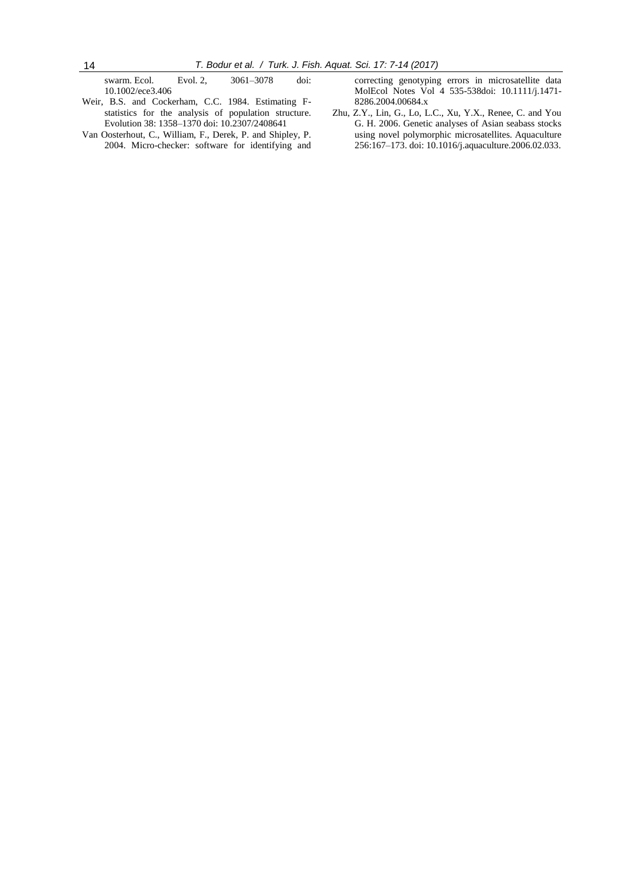swarm. Ecol. Evol. 2, 3061–3078 doi: 10.1002/ece3.406

Weir, B.S. and Cockerham, C.C. 1984. Estimating F-statistics for the analysis of population structure. Evolution 38: 1358–1370 doi: 10.2307/2408641

Van Oosterhout, C., William, F., Derek, P. and Shipley, P. 2004. Micro-checker: software for identifying and correcting genotyping errors in microsatellite data MolEcol Notes Vol 4 535-538doi: 10.1111/j.1471-8286.2004.00684.x

Zhu, Z.Y., Lin, G., Lo, L.C., Xu, Y.X., Renee, C. and You G. H. 2006. Genetic analyses of Asian seabass stocks using novel polymorphic microsatellites. Aquaculture 256:167–173. doi: 10.1016/j.aquaculture.2006.02.033.